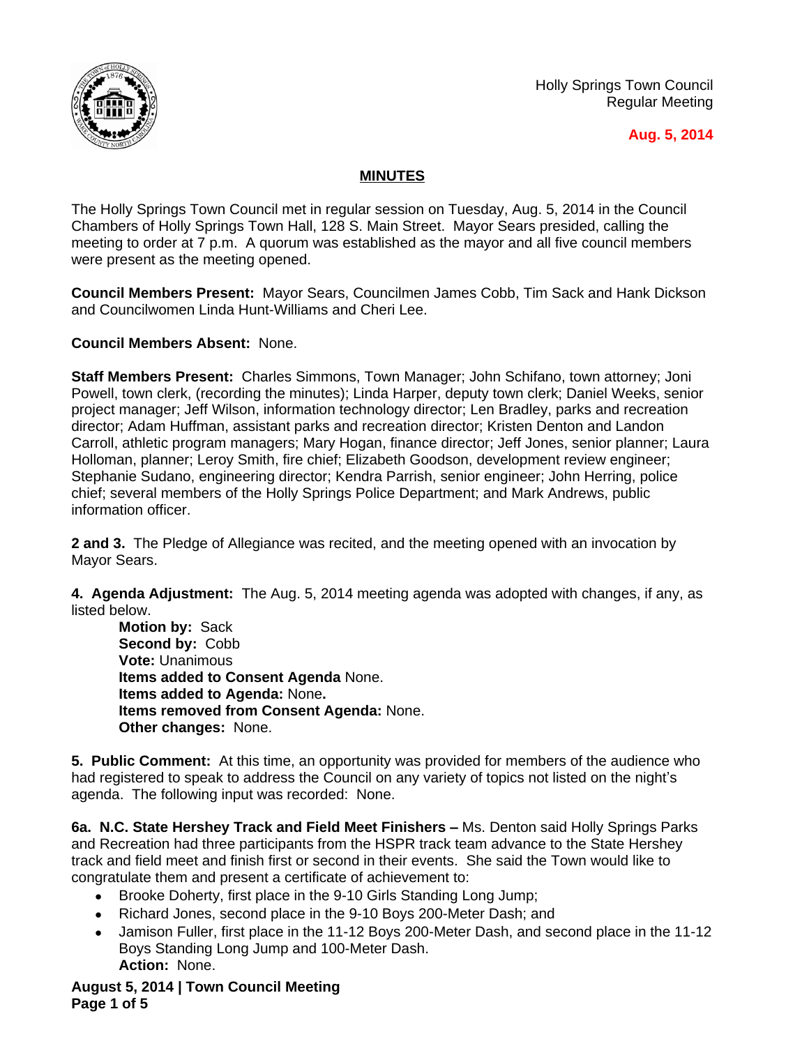Holly Springs Town Council
Regular Meeting

**Aug. 5, 2014**

## MINUTES

The Holly Springs Town Council met in regular session on Tuesday, Aug. 5, 2014 in the Council Chambers of Holly Springs Town Hall, 128 S. Main Street. Mayor Sears presided, calling the meeting to order at 7 p.m. A quorum was established as the mayor and all five council members were present as the meeting opened.

**Council Members Present:** Mayor Sears, Councilmen James Cobb, Tim Sack and Hank Dickson and Councilwomen Linda Hunt-Williams and Cheri Lee.

**Council Members Absent:** None.

**Staff Members Present:** Charles Simmons, Town Manager; John Schifano, town attorney; Joni Powell, town clerk, (recording the minutes); Linda Harper, deputy town clerk; Daniel Weeks, senior project manager; Jeff Wilson, information technology director; Len Bradley, parks and recreation director; Adam Huffman, assistant parks and recreation director; Kristen Denton and Landon Carroll, athletic program managers; Mary Hogan, finance director; Jeff Jones, senior planner; Laura Holloman, planner; Leroy Smith, fire chief; Elizabeth Goodson, development review engineer; Stephanie Sudano, engineering director; Kendra Parrish, senior engineer; John Herring, police chief; several members of the Holly Springs Police Department; and Mark Andrews, public information officer.

**2 and 3.** The Pledge of Allegiance was recited, and the meeting opened with an invocation by Mayor Sears.

**4. Agenda Adjustment:** The Aug. 5, 2014 meeting agenda was adopted with changes, if any, as listed below.

**Motion by:** Sack
**Second by:** Cobb
**Vote:** Unanimous
**Items added to Consent Agenda** None.
**Items added to Agenda:** None**.**
**Items removed from Consent Agenda:** None.
**Other changes:** None.

**5. Public Comment:** At this time, an opportunity was provided for members of the audience who had registered to speak to address the Council on any variety of topics not listed on the night's agenda. The following input was recorded: None.

**6a. N.C. State Hershey Track and Field Meet Finishers –** Ms. Denton said Holly Springs Parks and Recreation had three participants from the HSPR track team advance to the State Hershey track and field meet and finish first or second in their events. She said the Town would like to congratulate them and present a certificate of achievement to:

- Brooke Doherty, first place in the 9-10 Girls Standing Long Jump;
- Richard Jones, second place in the 9-10 Boys 200-Meter Dash; and
- Jamison Fuller, first place in the 11-12 Boys 200-Meter Dash, and second place in the 11-12 Boys Standing Long Jump and 100-Meter Dash.

**Action:** None.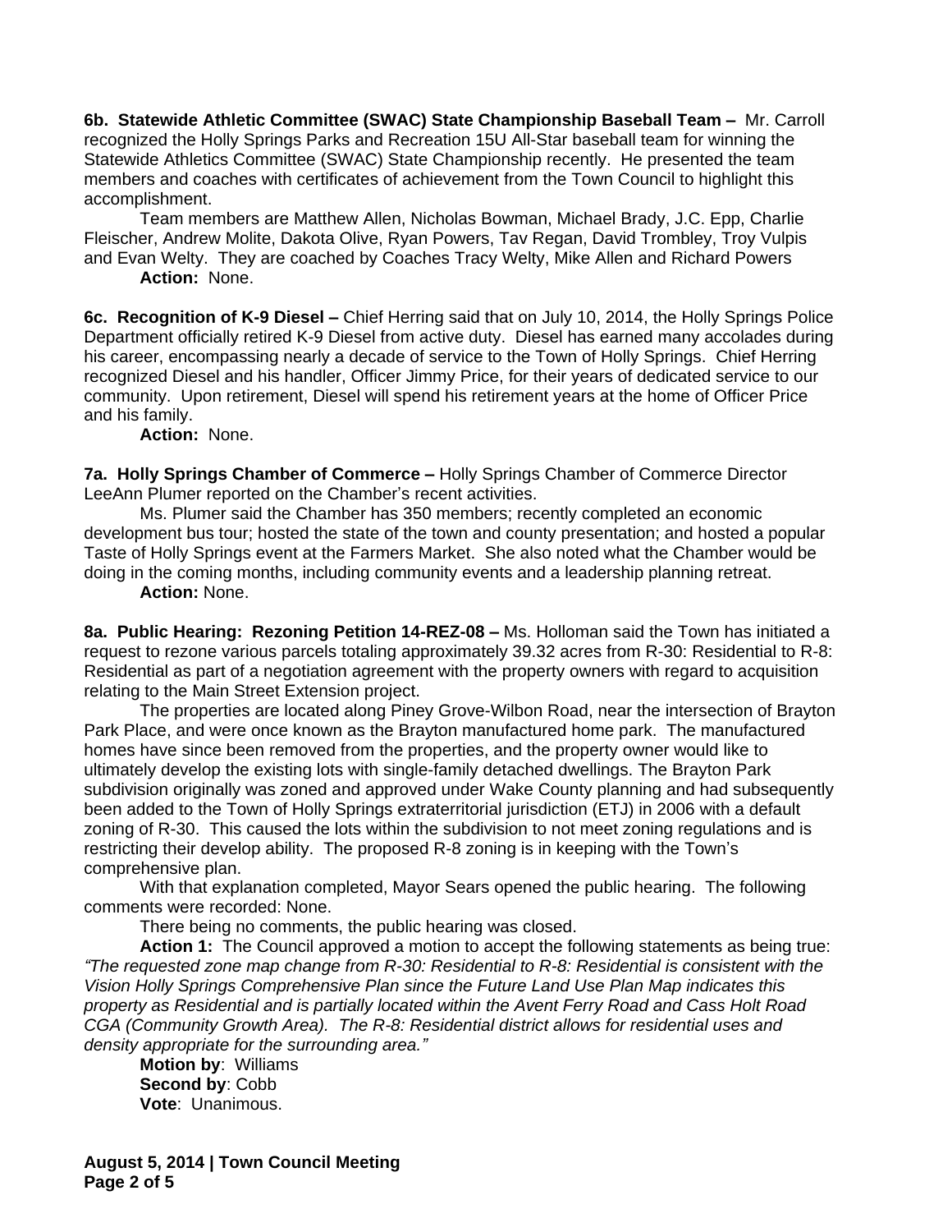**6b. Statewide Athletic Committee (SWAC) State Championship Baseball Team –** Mr. Carroll recognized the Holly Springs Parks and Recreation 15U All-Star baseball team for winning the Statewide Athletics Committee (SWAC) State Championship recently. He presented the team members and coaches with certificates of achievement from the Town Council to highlight this accomplishment.

Team members are Matthew Allen, Nicholas Bowman, Michael Brady, J.C. Epp, Charlie Fleischer, Andrew Molite, Dakota Olive, Ryan Powers, Tav Regan, David Trombley, Troy Vulpis and Evan Welty. They are coached by Coaches Tracy Welty, Mike Allen and Richard Powers

**Action:** None.

**6c. Recognition of K-9 Diesel –** Chief Herring said that on July 10, 2014, the Holly Springs Police Department officially retired K-9 Diesel from active duty. Diesel has earned many accolades during his career, encompassing nearly a decade of service to the Town of Holly Springs. Chief Herring recognized Diesel and his handler, Officer Jimmy Price, for their years of dedicated service to our community. Upon retirement, Diesel will spend his retirement years at the home of Officer Price and his family.

**Action:** None.

**7a. Holly Springs Chamber of Commerce –** Holly Springs Chamber of Commerce Director LeeAnn Plumer reported on the Chamber's recent activities.

Ms. Plumer said the Chamber has 350 members; recently completed an economic development bus tour; hosted the state of the town and county presentation; and hosted a popular Taste of Holly Springs event at the Farmers Market. She also noted what the Chamber would be doing in the coming months, including community events and a leadership planning retreat.

**Action:** None.

**8a. Public Hearing: Rezoning Petition 14-REZ-08 –** Ms. Holloman said the Town has initiated a request to rezone various parcels totaling approximately 39.32 acres from R-30: Residential to R-8: Residential as part of a negotiation agreement with the property owners with regard to acquisition relating to the Main Street Extension project.

The properties are located along Piney Grove-Wilbon Road, near the intersection of Brayton Park Place, and were once known as the Brayton manufactured home park. The manufactured homes have since been removed from the properties, and the property owner would like to ultimately develop the existing lots with single-family detached dwellings. The Brayton Park subdivision originally was zoned and approved under Wake County planning and had subsequently been added to the Town of Holly Springs extraterritorial jurisdiction (ETJ) in 2006 with a default zoning of R-30. This caused the lots within the subdivision to not meet zoning regulations and is restricting their develop ability. The proposed R-8 zoning is in keeping with the Town's comprehensive plan.

With that explanation completed, Mayor Sears opened the public hearing. The following comments were recorded: None.

There being no comments, the public hearing was closed.

**Action 1:** The Council approved a motion to accept the following statements as being true: *"The requested zone map change from R-30: Residential to R-8: Residential is consistent with the Vision Holly Springs Comprehensive Plan since the Future Land Use Plan Map indicates this property as Residential and is partially located within the Avent Ferry Road and Cass Holt Road CGA (Community Growth Area). The R-8: Residential district allows for residential uses and density appropriate for the surrounding area."*

**Motion by**: Williams
**Second by**: Cobb
**Vote**: Unanimous.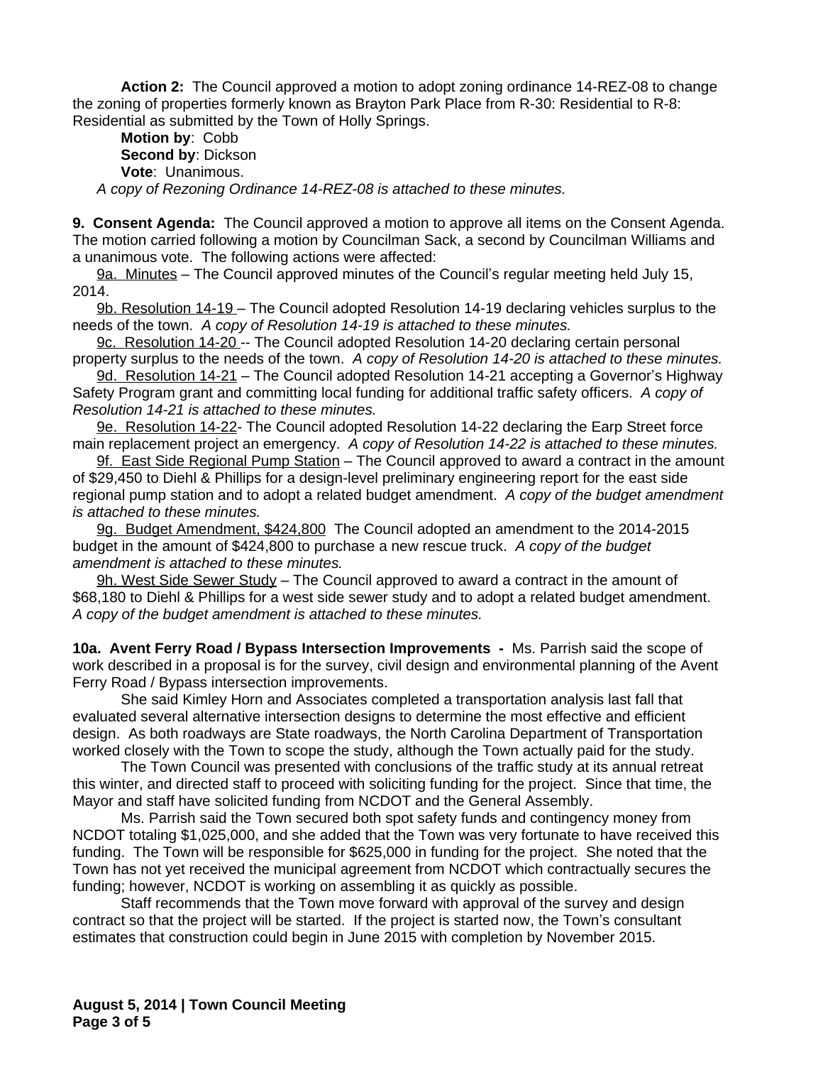**Action 2:** The Council approved a motion to adopt zoning ordinance 14-REZ-08 to change the zoning of properties formerly known as Brayton Park Place from R-30: Residential to R-8: Residential as submitted by the Town of Holly Springs.

**Motion by**: Cobb
**Second by**: Dickson
**Vote**: Unanimous.

*A copy of Rezoning Ordinance 14-REZ-08 is attached to these minutes.*

**9. Consent Agenda:** The Council approved a motion to approve all items on the Consent Agenda. The motion carried following a motion by Councilman Sack, a second by Councilman Williams and a unanimous vote. The following actions were affected:

9a. Minutes – The Council approved minutes of the Council's regular meeting held July 15, 2014.

9b. Resolution 14-19 – The Council adopted Resolution 14-19 declaring vehicles surplus to the needs of the town. *A copy of Resolution 14-19 is attached to these minutes.*

9c. Resolution 14-20 -- The Council adopted Resolution 14-20 declaring certain personal property surplus to the needs of the town. *A copy of Resolution 14-20 is attached to these minutes.*

9d. Resolution 14-21 – The Council adopted Resolution 14-21 accepting a Governor's Highway Safety Program grant and committing local funding for additional traffic safety officers. *A copy of Resolution 14-21 is attached to these minutes.*

9e. Resolution 14-22- The Council adopted Resolution 14-22 declaring the Earp Street force main replacement project an emergency. *A copy of Resolution 14-22 is attached to these minutes.*

9f. East Side Regional Pump Station – The Council approved to award a contract in the amount of $29,450 to Diehl & Phillips for a design-level preliminary engineering report for the east side regional pump station and to adopt a related budget amendment. *A copy of the budget amendment is attached to these minutes.*

9g. Budget Amendment, $424,800 The Council adopted an amendment to the 2014-2015 budget in the amount of $424,800 to purchase a new rescue truck. *A copy of the budget amendment is attached to these minutes.*

9h. West Side Sewer Study – The Council approved to award a contract in the amount of $68,180 to Diehl & Phillips for a west side sewer study and to adopt a related budget amendment. *A copy of the budget amendment is attached to these minutes.*

**10a. Avent Ferry Road / Bypass Intersection Improvements -** Ms. Parrish said the scope of work described in a proposal is for the survey, civil design and environmental planning of the Avent Ferry Road / Bypass intersection improvements.

She said Kimley Horn and Associates completed a transportation analysis last fall that evaluated several alternative intersection designs to determine the most effective and efficient design. As both roadways are State roadways, the North Carolina Department of Transportation worked closely with the Town to scope the study, although the Town actually paid for the study.

The Town Council was presented with conclusions of the traffic study at its annual retreat this winter, and directed staff to proceed with soliciting funding for the project. Since that time, the Mayor and staff have solicited funding from NCDOT and the General Assembly.

Ms. Parrish said the Town secured both spot safety funds and contingency money from NCDOT totaling $1,025,000, and she added that the Town was very fortunate to have received this funding. The Town will be responsible for $625,000 in funding for the project. She noted that the Town has not yet received the municipal agreement from NCDOT which contractually secures the funding; however, NCDOT is working on assembling it as quickly as possible.

Staff recommends that the Town move forward with approval of the survey and design contract so that the project will be started. If the project is started now, the Town's consultant estimates that construction could begin in June 2015 with completion by November 2015.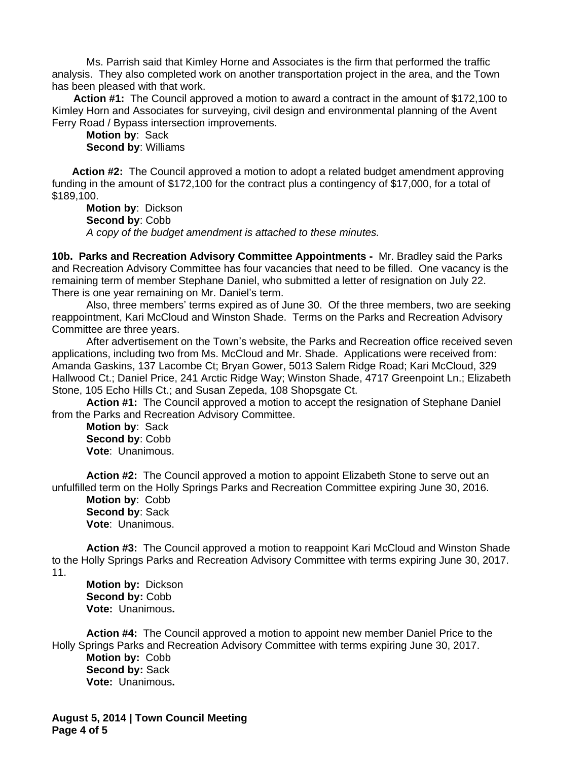Ms. Parrish said that Kimley Horne and Associates is the firm that performed the traffic analysis. They also completed work on another transportation project in the area, and the Town has been pleased with that work.

**Action #1:** The Council approved a motion to award a contract in the amount of $172,100 to Kimley Horn and Associates for surveying, civil design and environmental planning of the Avent Ferry Road / Bypass intersection improvements.

**Motion by**: Sack
**Second by**: Williams

**Action #2:** The Council approved a motion to adopt a related budget amendment approving funding in the amount of $172,100 for the contract plus a contingency of $17,000, for a total of $189,100.

**Motion by**: Dickson
**Second by**: Cobb
*A copy of the budget amendment is attached to these minutes.*

**10b. Parks and Recreation Advisory Committee Appointments -** Mr. Bradley said the Parks and Recreation Advisory Committee has four vacancies that need to be filled. One vacancy is the remaining term of member Stephane Daniel, who submitted a letter of resignation on July 22. There is one year remaining on Mr. Daniel's term.

Also, three members' terms expired as of June 30. Of the three members, two are seeking reappointment, Kari McCloud and Winston Shade. Terms on the Parks and Recreation Advisory Committee are three years.

After advertisement on the Town's website, the Parks and Recreation office received seven applications, including two from Ms. McCloud and Mr. Shade. Applications were received from: Amanda Gaskins, 137 Lacombe Ct; Bryan Gower, 5013 Salem Ridge Road; Kari McCloud, 329 Hallwood Ct.; Daniel Price, 241 Arctic Ridge Way; Winston Shade, 4717 Greenpoint Ln.; Elizabeth Stone, 105 Echo Hills Ct.; and Susan Zepeda, 108 Shopsgate Ct.

**Action #1:** The Council approved a motion to accept the resignation of Stephane Daniel from the Parks and Recreation Advisory Committee.

**Motion by**: Sack
**Second by**: Cobb
**Vote**: Unanimous.

**Action #2:** The Council approved a motion to appoint Elizabeth Stone to serve out an unfulfilled term on the Holly Springs Parks and Recreation Committee expiring June 30, 2016.

**Motion by**: Cobb
**Second by**: Sack
**Vote**: Unanimous.

**Action #3:** The Council approved a motion to reappoint Kari McCloud and Winston Shade to the Holly Springs Parks and Recreation Advisory Committee with terms expiring June 30, 2017.
11.

**Motion by:** Dickson
**Second by:** Cobb
**Vote:** Unanimous**.**

**Action #4:** The Council approved a motion to appoint new member Daniel Price to the Holly Springs Parks and Recreation Advisory Committee with terms expiring June 30, 2017.

**Motion by:** Cobb
**Second by:** Sack
**Vote:** Unanimous**.**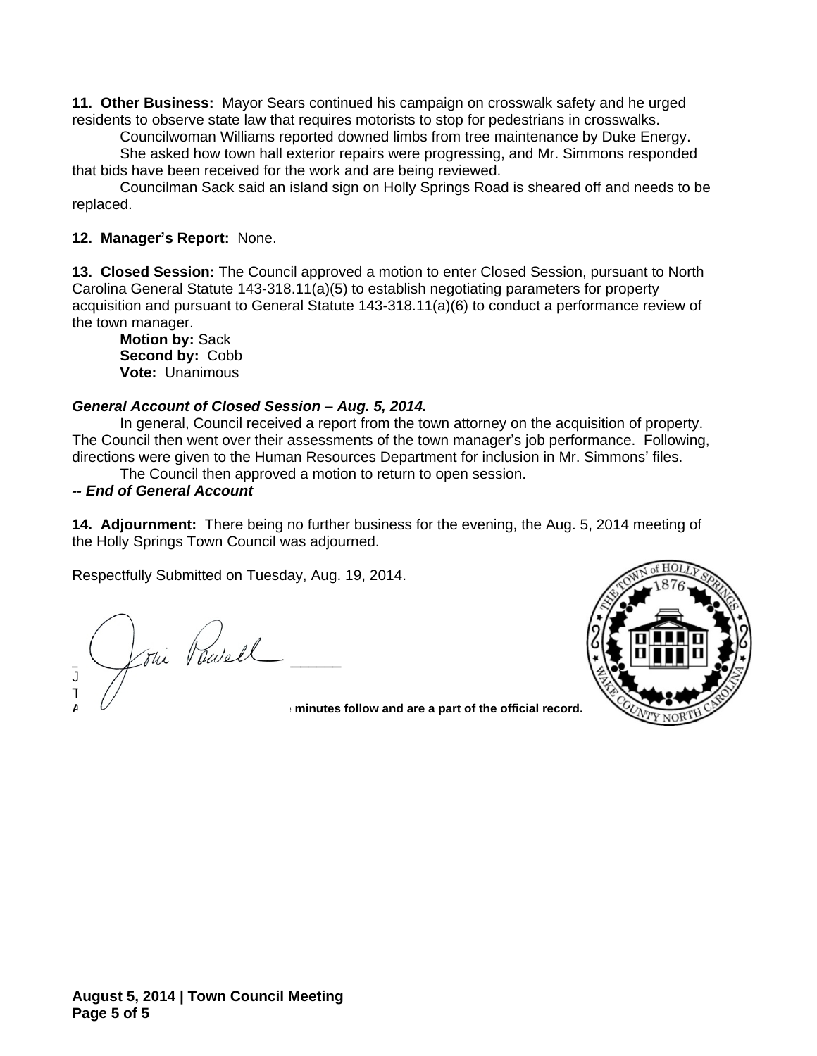**11. Other Business:** Mayor Sears continued his campaign on crosswalk safety and he urged residents to observe state law that requires motorists to stop for pedestrians in crosswalks.

Councilwoman Williams reported downed limbs from tree maintenance by Duke Energy.

She asked how town hall exterior repairs were progressing, and Mr. Simmons responded that bids have been received for the work and are being reviewed.

Councilman Sack said an island sign on Holly Springs Road is sheared off and needs to be replaced.

**12. Manager's Report:** None.

**13. Closed Session:** The Council approved a motion to enter Closed Session, pursuant to North Carolina General Statute 143-318.11(a)(5) to establish negotiating parameters for property acquisition and pursuant to General Statute 143-318.11(a)(6) to conduct a performance review of the town manager.

**Motion by:** Sack
**Second by:** Cobb
**Vote:** Unanimous

***General Account of Closed Session – Aug. 5, 2014.***

In general, Council received a report from the town attorney on the acquisition of property. The Council then went over their assessments of the town manager's job performance. Following, directions were given to the Human Resources Department for inclusion in Mr. Simmons' files.

The Council then approved a motion to return to open session.

***-- End of General Account***

**14. Adjournment:** There being no further business for the evening, the Aug. 5, 2014 meeting of the Holly Springs Town Council was adjourned.

Respectfully Submitted on Tuesday, Aug. 19, 2014.

Joni Powell

J
T
**A ... minutes follow and are a part of the official record.**